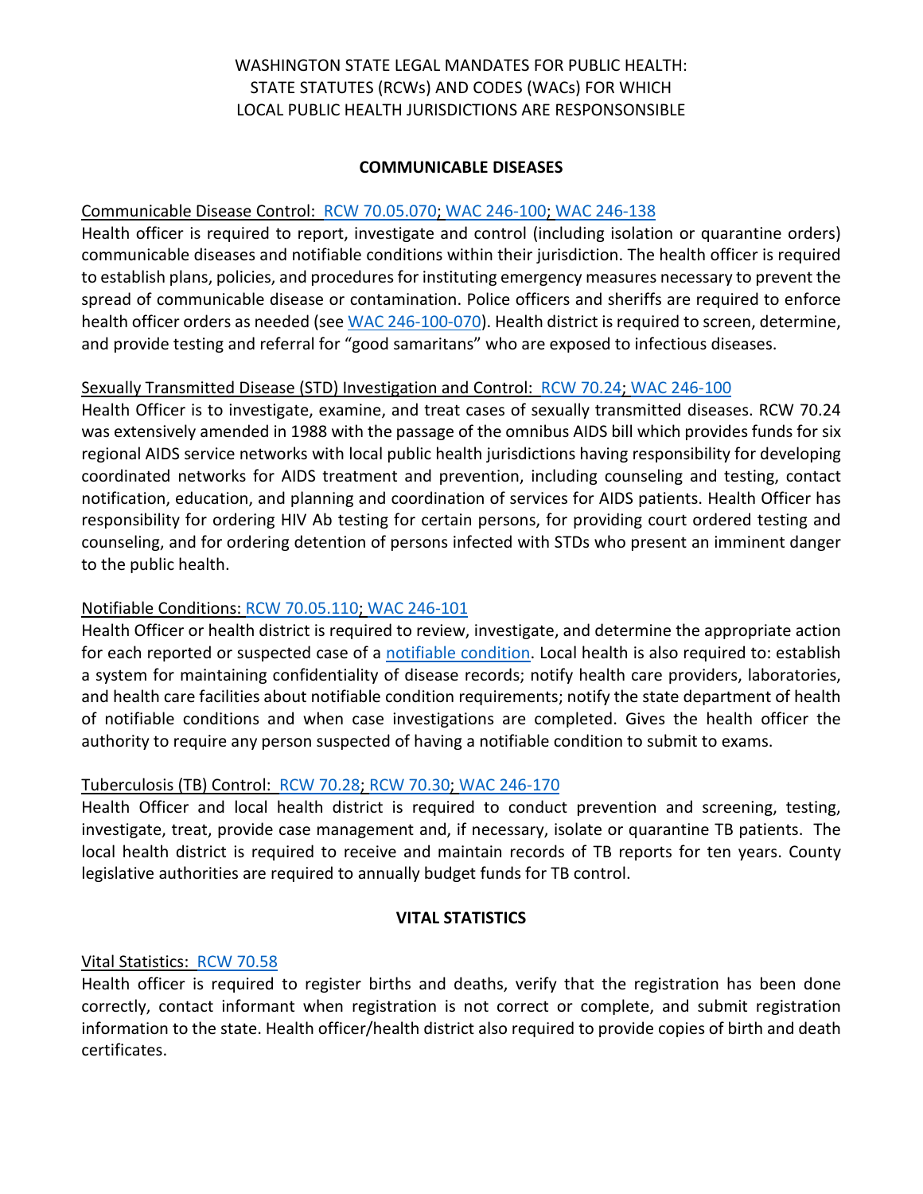# WASHINGTON STATE LEGAL MANDATES FOR PUBLIC HEALTH: STATE STATUTES (RCWs) AND CODES (WACs) FOR WHICH LOCAL PUBLIC HEALTH JURISDICTIONS ARE RESPONSONSIBLE

## COMMUNICABLE DISEASES

Communicable Disease Control: RCW 70.05.070; WAC 246-100; WAC 246-138

Health officer is required to report, investigate and control (including isolation or quarantine orders) communicable diseases and notifiable conditions within their jurisdiction. The health officer is required to establish plans, policies, and procedures for instituting emergency measures necessary to prevent the spread of communicable disease or contamination. Police officers and sheriffs are required to enforce health officer orders as needed (see WAC 246-100-070). Health district is required to screen, determine, and provide testing and referral for "good samaritans" who are exposed to infectious diseases.

Sexually Transmitted Disease (STD) Investigation and Control: RCW 70.24; WAC 246-100

Health Officer is to investigate, examine, and treat cases of sexually transmitted diseases. RCW 70.24 was extensively amended in 1988 with the passage of the omnibus AIDS bill which provides funds for six regional AIDS service networks with local public health jurisdictions having responsibility for developing coordinated networks for AIDS treatment and prevention, including counseling and testing, contact notification, education, and planning and coordination of services for AIDS patients. Health Officer has responsibility for ordering HIV Ab testing for certain persons, for providing court ordered testing and counseling, and for ordering detention of persons infected with STDs who present an imminent danger to the public health.

Notifiable Conditions: RCW 70.05.110; WAC 246-101

Health Officer or health district is required to review, investigate, and determine the appropriate action for each reported or suspected case of a notifiable condition. Local health is also required to: establish a system for maintaining confidentiality of disease records; notify health care providers, laboratories, and health care facilities about notifiable condition requirements; notify the state department of health of notifiable conditions and when case investigations are completed. Gives the health officer the authority to require any person suspected of having a notifiable condition to submit to exams.

Tuberculosis (TB) Control: RCW 70.28; RCW 70.30; WAC 246-170

Health Officer and local health district is required to conduct prevention and screening, testing, investigate, treat, provide case management and, if necessary, isolate or quarantine TB patients. The local health district is required to receive and maintain records of TB reports for ten years. County legislative authorities are required to annually budget funds for TB control.

## VITAL STATISTICS

Vital Statistics: RCW 70.58

Health officer is required to register births and deaths, verify that the registration has been done correctly, contact informant when registration is not correct or complete, and submit registration information to the state. Health officer/health district also required to provide copies of birth and death certificates.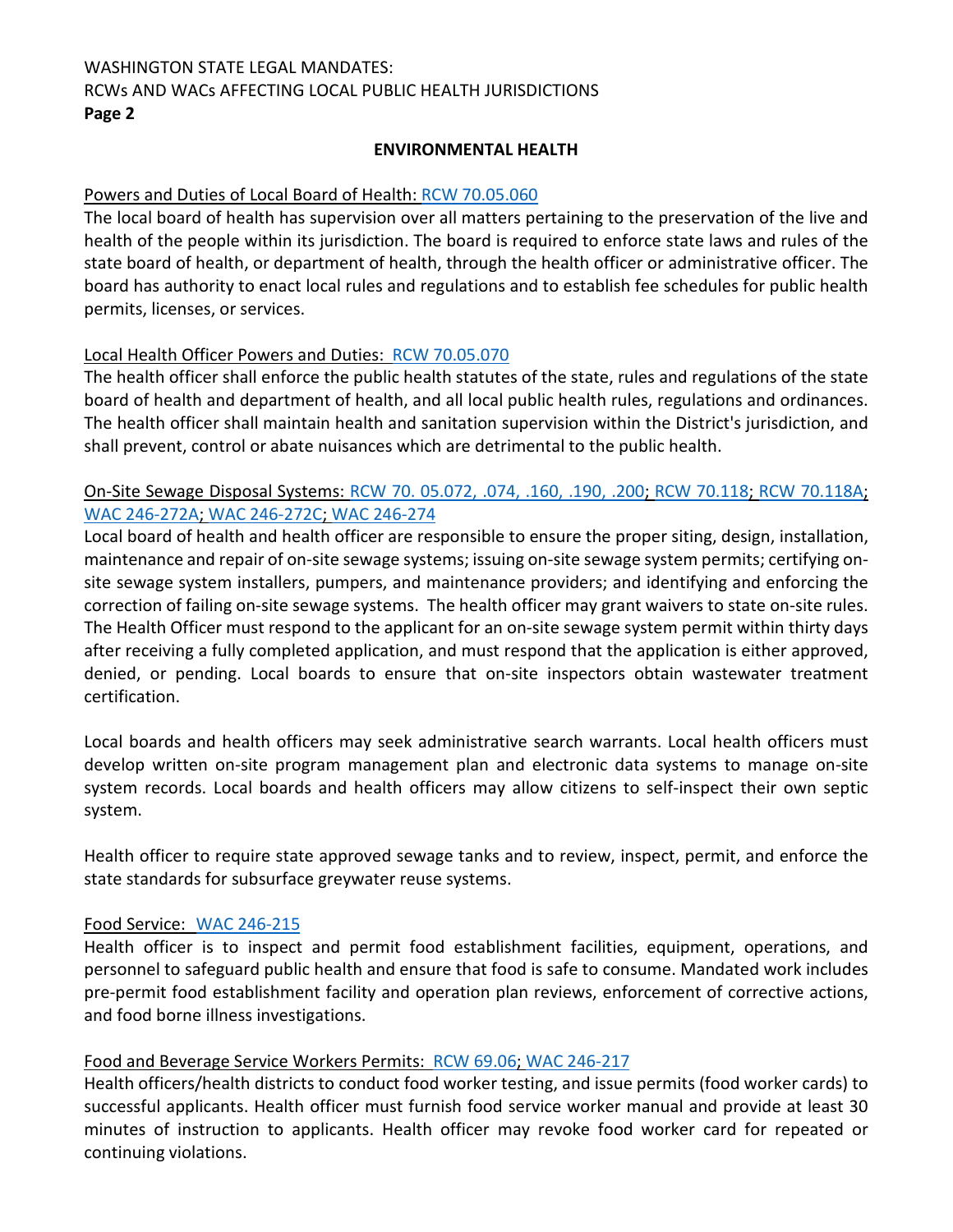## ENVIRONMENTAL HEALTH

Powers and Duties of Local Board of Health: RCW 70.05.060

The local board of health has supervision over all matters pertaining to the preservation of the live and health of the people within its jurisdiction. The board is required to enforce state laws and rules of the state board of health, or department of health, through the health officer or administrative officer. The board has authority to enact local rules and regulations and to establish fee schedules for public health permits, licenses, or services.

Local Health Officer Powers and Duties: RCW 70.05.070

The health officer shall enforce the public health statutes of the state, rules and regulations of the state board of health and department of health, and all local public health rules, regulations and ordinances. The health officer shall maintain health and sanitation supervision within the District's jurisdiction, and shall prevent, control or abate nuisances which are detrimental to the public health.

On-Site Sewage Disposal Systems: RCW 70. 05.072, .074, .160, .190, .200; RCW 70.118; RCW 70.118A; WAC 246-272A; WAC 246-272C; WAC 246-274

Local board of health and health officer are responsible to ensure the proper siting, design, installation, maintenance and repair of on-site sewage systems; issuing on-site sewage system permits; certifying on-site sewage system installers, pumpers, and maintenance providers; and identifying and enforcing the correction of failing on-site sewage systems. The health officer may grant waivers to state on-site rules. The Health Officer must respond to the applicant for an on-site sewage system permit within thirty days after receiving a fully completed application, and must respond that the application is either approved, denied, or pending. Local boards to ensure that on-site inspectors obtain wastewater treatment certification.

Local boards and health officers may seek administrative search warrants. Local health officers must develop written on-site program management plan and electronic data systems to manage on-site system records. Local boards and health officers may allow citizens to self-inspect their own septic system.

Health officer to require state approved sewage tanks and to review, inspect, permit, and enforce the state standards for subsurface greywater reuse systems.

Food Service: WAC 246-215

Health officer is to inspect and permit food establishment facilities, equipment, operations, and personnel to safeguard public health and ensure that food is safe to consume. Mandated work includes pre-permit food establishment facility and operation plan reviews, enforcement of corrective actions, and food borne illness investigations.

Food and Beverage Service Workers Permits: RCW 69.06; WAC 246-217

Health officers/health districts to conduct food worker testing, and issue permits (food worker cards) to successful applicants. Health officer must furnish food service worker manual and provide at least 30 minutes of instruction to applicants. Health officer may revoke food worker card for repeated or continuing violations.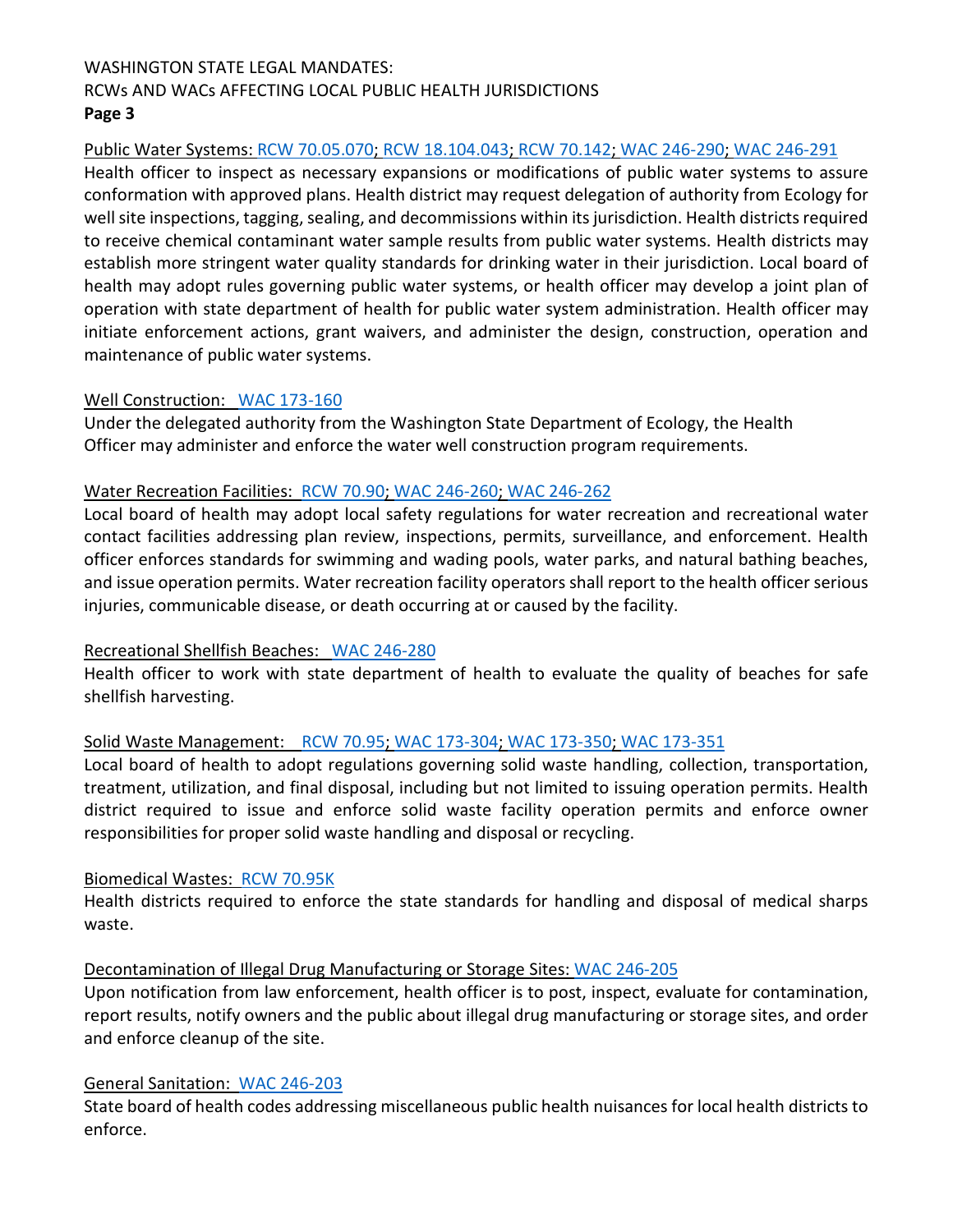Public Water Systems: RCW 70.05.070; RCW 18.104.043; RCW 70.142; WAC 246-290; WAC 246-291

Health officer to inspect as necessary expansions or modifications of public water systems to assure conformation with approved plans. Health district may request delegation of authority from Ecology for well site inspections, tagging, sealing, and decommissions within its jurisdiction. Health districts required to receive chemical contaminant water sample results from public water systems. Health districts may establish more stringent water quality standards for drinking water in their jurisdiction. Local board of health may adopt rules governing public water systems, or health officer may develop a joint plan of operation with state department of health for public water system administration. Health officer may initiate enforcement actions, grant waivers, and administer the design, construction, operation and maintenance of public water systems.

Well Construction: WAC 173-160

Under the delegated authority from the Washington State Department of Ecology, the Health Officer may administer and enforce the water well construction program requirements.

Water Recreation Facilities: RCW 70.90; WAC 246-260; WAC 246-262

Local board of health may adopt local safety regulations for water recreation and recreational water contact facilities addressing plan review, inspections, permits, surveillance, and enforcement. Health officer enforces standards for swimming and wading pools, water parks, and natural bathing beaches, and issue operation permits. Water recreation facility operators shall report to the health officer serious injuries, communicable disease, or death occurring at or caused by the facility.

Recreational Shellfish Beaches: WAC 246-280

Health officer to work with state department of health to evaluate the quality of beaches for safe shellfish harvesting.

Solid Waste Management: RCW 70.95; WAC 173-304; WAC 173-350; WAC 173-351

Local board of health to adopt regulations governing solid waste handling, collection, transportation, treatment, utilization, and final disposal, including but not limited to issuing operation permits. Health district required to issue and enforce solid waste facility operation permits and enforce owner responsibilities for proper solid waste handling and disposal or recycling.

Biomedical Wastes: RCW 70.95K

Health districts required to enforce the state standards for handling and disposal of medical sharps waste.

Decontamination of Illegal Drug Manufacturing or Storage Sites: WAC 246-205

Upon notification from law enforcement, health officer is to post, inspect, evaluate for contamination, report results, notify owners and the public about illegal drug manufacturing or storage sites, and order and enforce cleanup of the site.

General Sanitation: WAC 246-203

State board of health codes addressing miscellaneous public health nuisances for local health districts to enforce.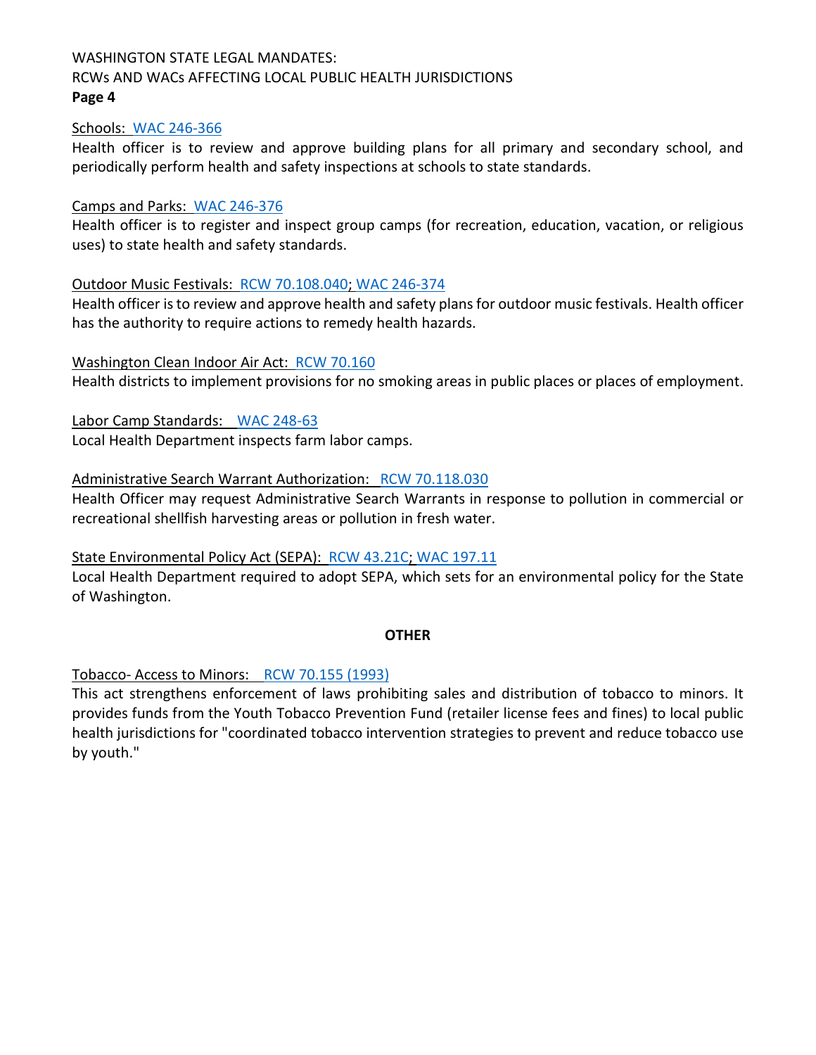Schools: WAC 246-366

Health officer is to review and approve building plans for all primary and secondary school, and periodically perform health and safety inspections at schools to state standards.

Camps and Parks: WAC 246-376

Health officer is to register and inspect group camps (for recreation, education, vacation, or religious uses) to state health and safety standards.

Outdoor Music Festivals: RCW 70.108.040; WAC 246-374

Health officer is to review and approve health and safety plans for outdoor music festivals. Health officer has the authority to require actions to remedy health hazards.

Washington Clean Indoor Air Act: RCW 70.160

Health districts to implement provisions for no smoking areas in public places or places of employment.

Labor Camp Standards: WAC 248-63

Local Health Department inspects farm labor camps.

Administrative Search Warrant Authorization: RCW 70.118.030

Health Officer may request Administrative Search Warrants in response to pollution in commercial or recreational shellfish harvesting areas or pollution in fresh water.

State Environmental Policy Act (SEPA): RCW 43.21C; WAC 197.11

Local Health Department required to adopt SEPA, which sets for an environmental policy for the State of Washington.

## OTHER

Tobacco- Access to Minors: RCW 70.155 (1993)

This act strengthens enforcement of laws prohibiting sales and distribution of tobacco to minors. It provides funds from the Youth Tobacco Prevention Fund (retailer license fees and fines) to local public health jurisdictions for "coordinated tobacco intervention strategies to prevent and reduce tobacco use by youth."